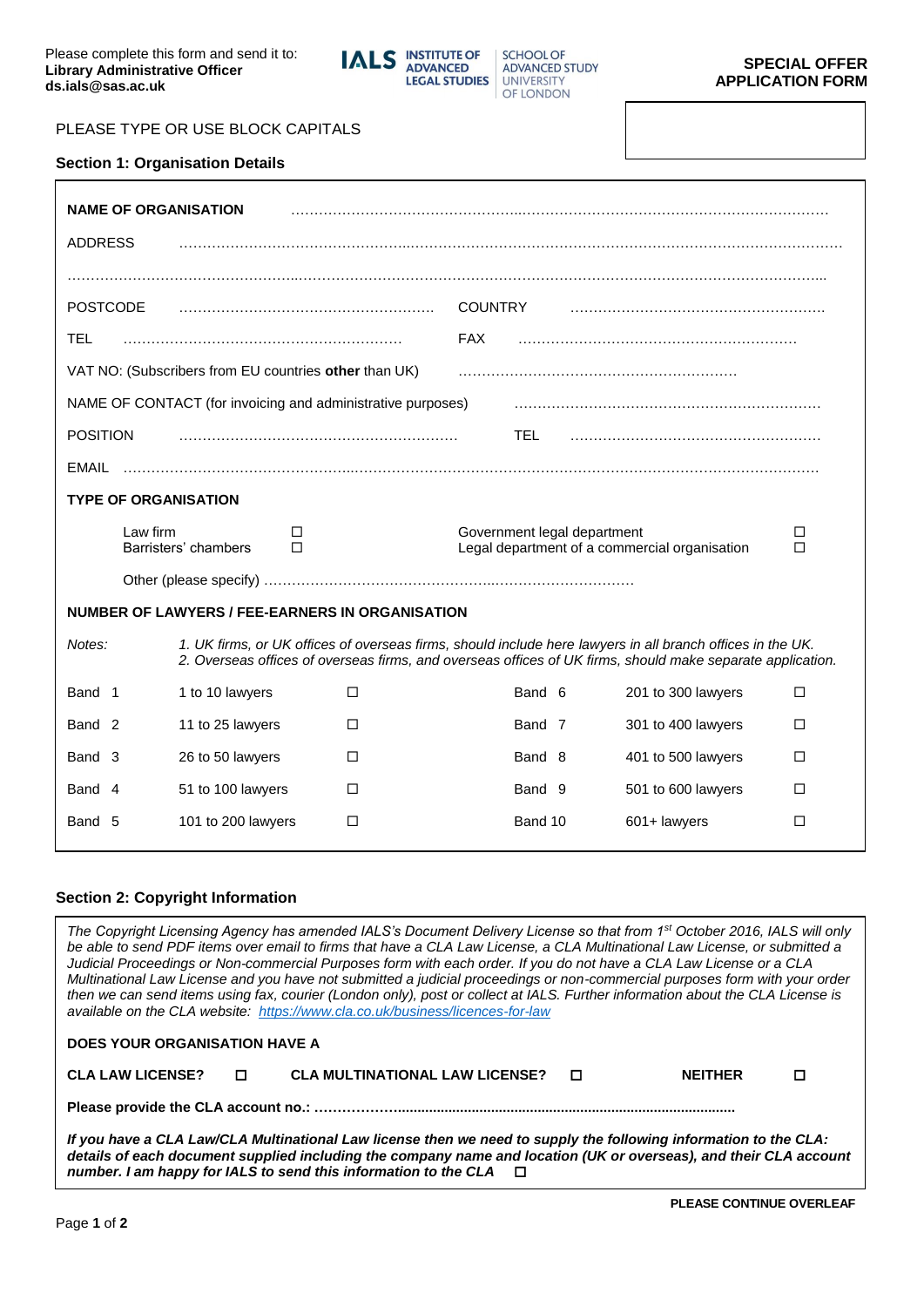Please complete this form and send it to:
**Library Administrative Officer**
**ds.ials@sas.ac.uk**

IALS INSTITUTE OF ADVANCED LEGAL STUDIES | SCHOOL OF ADVANCED STUDY UNIVERSITY OF LONDON

**SPECIAL OFFER APPLICATION FORM**

PLEASE TYPE OR USE BLOCK CAPITALS

### Section 1: Organisation Details

**NAME OF ORGANISATION** ……………………………………………………………………………………………

ADDRESS ……………………………………………………………………………………………………………

……………………………………………………………………………………………………………………………

POSTCODE ……………………………………………… COUNTRY ………………………………………………

TEL …………………………………………………… FAX ……………………………………………………

VAT NO: (Subscribers from EU countries **other** than UK) ……………………………………………………

NAME OF CONTACT (for invoicing and administrative purposes) ……………………………………………………

POSITION …………………………………………………… TEL ………………………………………………

EMAIL ……………………………………………………………………………………………………………………

**TYPE OF ORGANISATION**

- Law firm ☐
- Barristers' chambers ☐
- Government legal department ☐
- Legal department of a commercial organisation ☐
- Other (please specify) ……………………………………………………………………

**NUMBER OF LAWYERS / FEE-EARNERS IN ORGANISATION**

*Notes:*
*1. UK firms, or UK offices of overseas firms, should include here lawyers in all branch offices in the UK.*
*2. Overseas offices of overseas firms, and overseas offices of UK firms, should make separate application.*

| Band | Lawyers | | Band | Lawyers | |
|---|---|---|---|---|---|
| Band 1 | 1 to 10 lawyers | ☐ | Band 6 | 201 to 300 lawyers | ☐ |
| Band 2 | 11 to 25 lawyers | ☐ | Band 7 | 301 to 400 lawyers | ☐ |
| Band 3 | 26 to 50 lawyers | ☐ | Band 8 | 401 to 500 lawyers | ☐ |
| Band 4 | 51 to 100 lawyers | ☐ | Band 9 | 501 to 600 lawyers | ☐ |
| Band 5 | 101 to 200 lawyers | ☐ | Band 10 | 601+ lawyers | ☐ |

### Section 2: Copyright Information

*The Copyright Licensing Agency has amended IALS's Document Delivery License so that from 1st October 2016, IALS will only be able to send PDF items over email to firms that have a CLA Law License, a CLA Multinational Law License, or submitted a Judicial Proceedings or Non-commercial Purposes form with each order. If you do not have a CLA Law License or a CLA Multinational Law License and you have not submitted a judicial proceedings or non-commercial purposes form with your order then we can send items using fax, courier (London only), post or collect at IALS. Further information about the CLA License is available on the CLA website: https://www.cla.co.uk/business/licences-for-law*

**DOES YOUR ORGANISATION HAVE A**

**CLA LAW LICENSE?** ☐ **CLA MULTINATIONAL LAW LICENSE?** ☐ **NEITHER** ☐

**Please provide the CLA account no.:** ……………………………………………………………………………

***If you have a CLA Law/CLA Multinational Law license then we need to supply the following information to the CLA: details of each document supplied including the company name and location (UK or overseas), and their CLA account number. I am happy for IALS to send this information to the CLA*** ☐

**PLEASE CONTINUE OVERLEAF**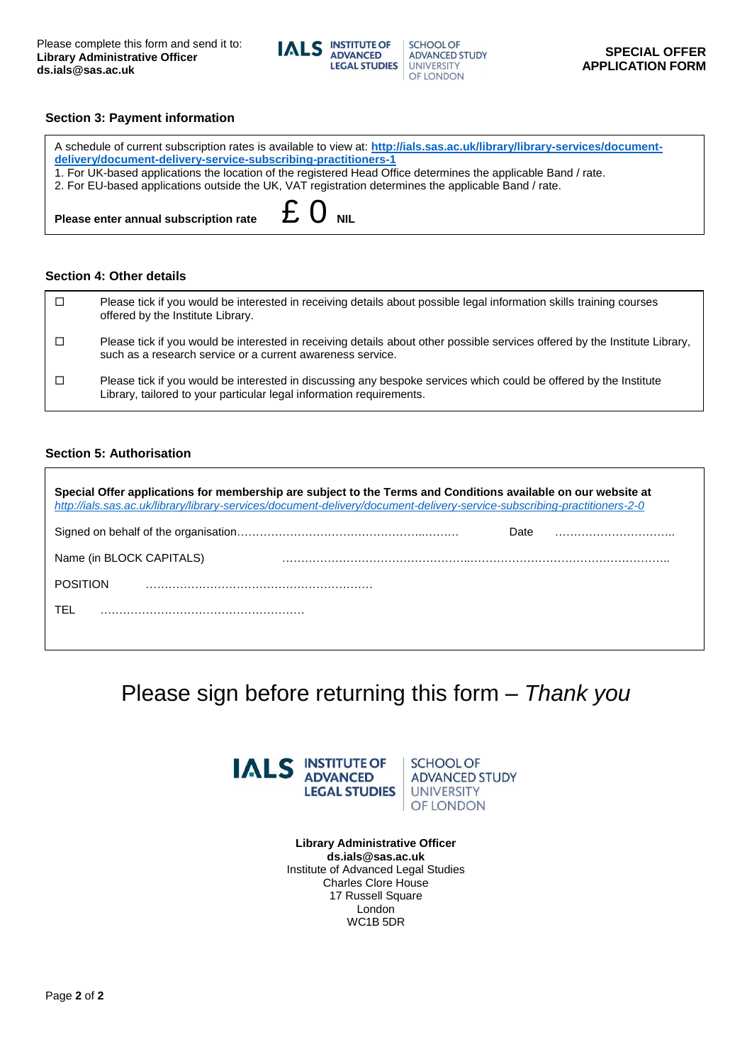Please complete this form and send it to:
**Library Administrative Officer**
**ds.ials@sas.ac.uk**

INSTITUTE OF ADVANCED LEGAL STUDIES | SCHOOL OF ADVANCED STUDY UNIVERSITY OF LONDON

**SPECIAL OFFER APPLICATION FORM**

### Section 3: Payment information

A schedule of current subscription rates is available to view at: **http://ials.sas.ac.uk/library/library-services/document-delivery/document-delivery-service-subscribing-practitioners-1**

1. For UK-based applications the location of the registered Head Office determines the applicable Band / rate.
2. For EU-based applications outside the UK, VAT registration determines the applicable Band / rate.

**Please enter annual subscription rate** £ 0 **NIL**

### Section 4: Other details

☐ Please tick if you would be interested in receiving details about possible legal information skills training courses offered by the Institute Library.

☐ Please tick if you would be interested in receiving details about other possible services offered by the Institute Library, such as a research service or a current awareness service.

☐ Please tick if you would be interested in discussing any bespoke services which could be offered by the Institute Library, tailored to your particular legal information requirements.

### Section 5: Authorisation

**Special Offer applications for membership are subject to the Terms and Conditions available on our website at** *http://ials.sas.ac.uk/library/library-services/document-delivery/document-delivery-service-subscribing-practitioners-2-0*

Signed on behalf of the organisation………………………………………………..……… Date …………………………..

Name (in BLOCK CAPITALS) …………………………………………..…………………………………………..

POSITION …………………………………………………….

TEL ……………………………………………….

# Please sign before returning this form – *Thank you*

INSTITUTE OF ADVANCED LEGAL STUDIES | SCHOOL OF ADVANCED STUDY UNIVERSITY OF LONDON

**Library Administrative Officer**
**ds.ials@sas.ac.uk**
Institute of Advanced Legal Studies
Charles Clore House
17 Russell Square
London
WC1B 5DR